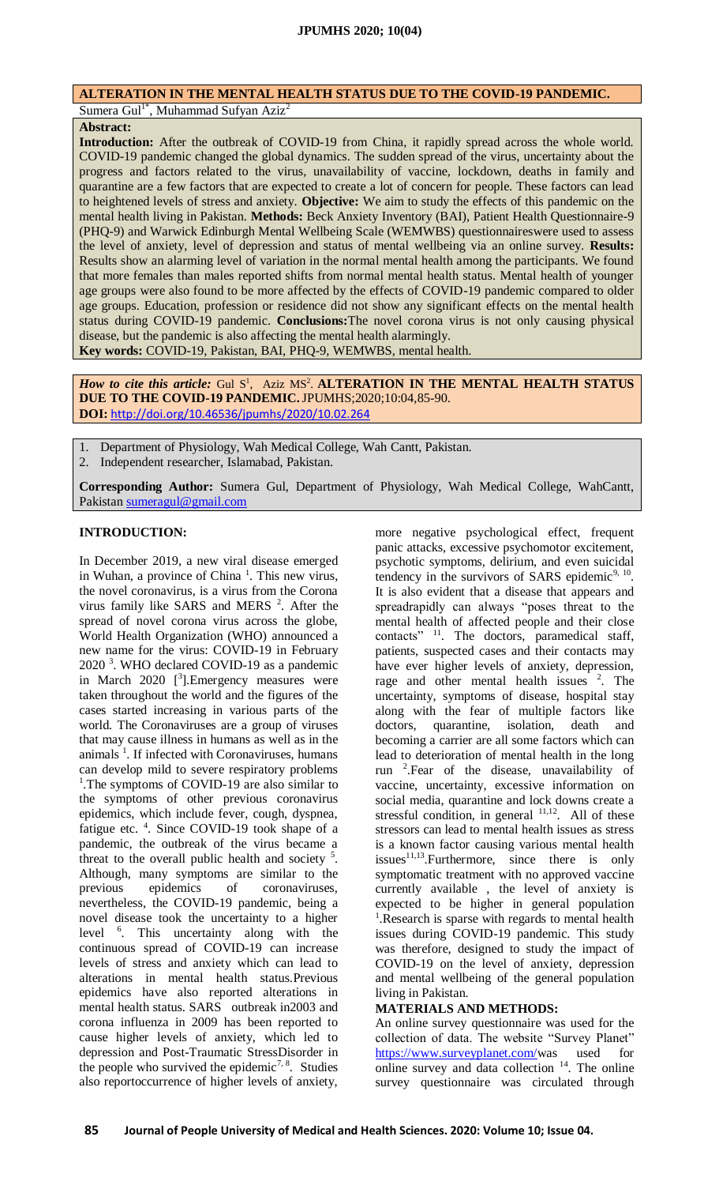# ALTERATION IN THE MENTAL HEALTH STATUS DUE TO THE COVID-19 PANDEMIC.

Sumera Gul[1*], Muhammad Sufyan Aziz[2]

**Abstract:**

**Introduction:** After the outbreak of COVID-19 from China, it rapidly spread across the whole world. COVID-19 pandemic changed the global dynamics. The sudden spread of the virus, uncertainty about the progress and factors related to the virus, unavailability of vaccine, lockdown, deaths in family and quarantine are a few factors that are expected to create a lot of concern for people. These factors can lead to heightened levels of stress and anxiety. **Objective:** We aim to study the effects of this pandemic on the mental health living in Pakistan. **Methods:** Beck Anxiety Inventory (BAI), Patient Health Questionnaire-9 (PHQ-9) and Warwick Edinburgh Mental Wellbeing Scale (WEMWBS) questionnaireswere used to assess the level of anxiety, level of depression and status of mental wellbeing via an online survey. **Results:** Results show an alarming level of variation in the normal mental health among the participants. We found that more females than males reported shifts from normal mental health status. Mental health of younger age groups were also found to be more affected by the effects of COVID-19 pandemic compared to older age groups. Education, profession or residence did not show any significant effects on the mental health status during COVID-19 pandemic. **Conclusions:**The novel corona virus is not only causing physical disease, but the pandemic is also affecting the mental health alarmingly.

**Key words:** COVID-19, Pakistan, BAI, PHQ-9, WEMWBS, mental health.

***How to cite this article:*** Gul S[1], Aziz MS[2]. **ALTERATION IN THE MENTAL HEALTH STATUS DUE TO THE COVID-19 PANDEMIC.** JPUMHS;2020;10:04,85-90.
**DOI:** http://doi.org/10.46536/jpumhs/2020/10.02.264

1. Department of Physiology, Wah Medical College, Wah Cantt, Pakistan.
2. Independent researcher, Islamabad, Pakistan.

**Corresponding Author:** Sumera Gul, Department of Physiology, Wah Medical College, WahCantt, Pakistan sumeragul@gmail.com

## INTRODUCTION:

In December 2019, a new viral disease emerged in Wuhan, a province of China [1]. This new virus, the novel coronavirus, is a virus from the Corona virus family like SARS and MERS [2]. After the spread of novel corona virus across the globe, World Health Organization (WHO) announced a new name for the virus: COVID-19 in February 2020 [3]. WHO declared COVID-19 as a pandemic in March 2020 [[3]].Emergency measures were taken throughout the world and the figures of the cases started increasing in various parts of the world. The Coronaviruses are a group of viruses that may cause illness in humans as well as in the animals [1]. If infected with Coronaviruses, humans can develop mild to severe respiratory problems [1].The symptoms of COVID-19 are also similar to the symptoms of other previous coronavirus epidemics, which include fever, cough, dyspnea, fatigue etc. [4]. Since COVID-19 took shape of a pandemic, the outbreak of the virus became a threat to the overall public health and society [5]. Although, many symptoms are similar to the previous epidemics of coronaviruses, nevertheless, the COVID-19 pandemic, being a novel disease took the uncertainty to a higher level [6]. This uncertainty along with the continuous spread of COVID-19 can increase levels of stress and anxiety which can lead to alterations in mental health status.Previous epidemics have also reported alterations in mental health status. SARS outbreak in2003 and corona influenza in 2009 has been reported to cause higher levels of anxiety, which led to depression and Post-Traumatic StressDisorder in the people who survived the epidemic[7, 8]. Studies also reportoccurrence of higher levels of anxiety, more negative psychological effect, frequent panic attacks, excessive psychomotor excitement, psychotic symptoms, delirium, and even suicidal tendency in the survivors of SARS epidemic[9, 10]. It is also evident that a disease that appears and spreadrapidly can always "poses threat to the mental health of affected people and their close contacts" [11]. The doctors, paramedical staff, patients, suspected cases and their contacts may have ever higher levels of anxiety, depression, rage and other mental health issues [2]. The uncertainty, symptoms of disease, hospital stay along with the fear of multiple factors like doctors, quarantine, isolation, death and becoming a carrier are all some factors which can lead to deterioration of mental health in the long run [2].Fear of the disease, unavailability of vaccine, uncertainty, excessive information on social media, quarantine and lock downs create a stressful condition, in general [11,12]. All of these stressors can lead to mental health issues as stress is a known factor causing various mental health issues[11,13].Furthermore, since there is only symptomatic treatment with no approved vaccine currently available , the level of anxiety is expected to be higher in general population [1].Research is sparse with regards to mental health issues during COVID-19 pandemic. This study was therefore, designed to study the impact of COVID-19 on the level of anxiety, depression and mental wellbeing of the general population living in Pakistan.

## MATERIALS AND METHODS:

An online survey questionnaire was used for the collection of data. The website "Survey Planet" https://www.surveyplanet.com/was used for online survey and data collection [14]. The online survey questionnaire was circulated through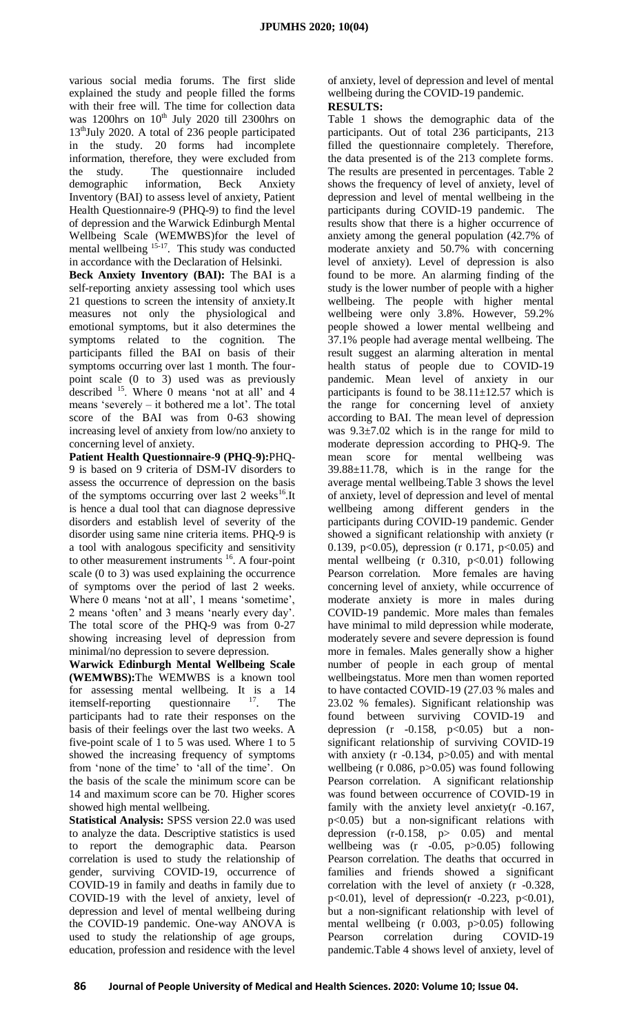various social media forums. The first slide explained the study and people filled the forms with their free will. The time for collection data was 1200hrs on 10th July 2020 till 2300hrs on 13th July 2020. A total of 236 people participated in the study. 20 forms had incomplete information, therefore, they were excluded from the study. The questionnaire included demographic information, Beck Anxiety Inventory (BAI) to assess level of anxiety, Patient Health Questionnaire-9 (PHQ-9) to find the level of depression and the Warwick Edinburgh Mental Wellbeing Scale (WEMWBS)for the level of mental wellbeing [15-17]. This study was conducted in accordance with the Declaration of Helsinki.

**Beck Anxiety Inventory (BAI):** The BAI is a self-reporting anxiety assessing tool which uses 21 questions to screen the intensity of anxiety.It measures not only the physiological and emotional symptoms, but it also determines the symptoms related to the cognition. The participants filled the BAI on basis of their symptoms occurring over last 1 month. The four-point scale (0 to 3) used was as previously described [15]. Where 0 means 'not at all' and 4 means 'severely – it bothered me a lot'. The total score of the BAI was from 0-63 showing increasing level of anxiety from low/no anxiety to concerning level of anxiety.

**Patient Health Questionnaire-9 (PHQ-9):**PHQ-9 is based on 9 criteria of DSM-IV disorders to assess the occurrence of depression on the basis of the symptoms occurring over last 2 weeks[16].It is hence a dual tool that can diagnose depressive disorders and establish level of severity of the disorder using same nine criteria items. PHQ-9 is a tool with analogous specificity and sensitivity to other measurement instruments [16]. A four-point scale (0 to 3) was used explaining the occurrence of symptoms over the period of last 2 weeks. Where 0 means 'not at all', 1 means 'sometime', 2 means 'often' and 3 means 'nearly every day'. The total score of the PHQ-9 was from 0-27 showing increasing level of depression from minimal/no depression to severe depression.

**Warwick Edinburgh Mental Wellbeing Scale (WEMWBS):**The WEMWBS is a known tool for assessing mental wellbeing. It is a 14 itemself-reporting questionnaire [17]. The participants had to rate their responses on the basis of their feelings over the last two weeks. A five-point scale of 1 to 5 was used. Where 1 to 5 showed the increasing frequency of symptoms from 'none of the time' to 'all of the time'. On the basis of the scale the minimum score can be 14 and maximum score can be 70. Higher scores showed high mental wellbeing.

**Statistical Analysis:** SPSS version 22.0 was used to analyze the data. Descriptive statistics is used to report the demographic data. Pearson correlation is used to study the relationship of gender, surviving COVID-19, occurrence of COVID-19 in family and deaths in family due to COVID-19 with the level of anxiety, level of depression and level of mental wellbeing during the COVID-19 pandemic. One-way ANOVA is used to study the relationship of age groups, education, profession and residence with the level of anxiety, level of depression and level of mental wellbeing during the COVID-19 pandemic.

**RESULTS:**

Table 1 shows the demographic data of the participants. Out of total 236 participants, 213 filled the questionnaire completely. Therefore, the data presented is of the 213 complete forms. The results are presented in percentages. Table 2 shows the frequency of level of anxiety, level of depression and level of mental wellbeing in the participants during COVID-19 pandemic. The results show that there is a higher occurrence of anxiety among the general population (42.7% of moderate anxiety and 50.7% with concerning level of anxiety). Level of depression is also found to be more. An alarming finding of the study is the lower number of people with a higher wellbeing. The people with higher mental wellbeing were only 3.8%. However, 59.2% people showed a lower mental wellbeing and 37.1% people had average mental wellbeing. The result suggest an alarming alteration in mental health status of people due to COVID-19 pandemic. Mean level of anxiety in our participants is found to be $38.11\pm12.57$ which is the range for concerning level of anxiety according to BAI. The mean level of depression was $9.3\pm7.02$ which is in the range for mild to moderate depression according to PHQ-9. The mean score for mental wellbeing was $39.88\pm11.78$, which is in the range for the average mental wellbeing.Table 3 shows the level of anxiety, level of depression and level of mental wellbeing among different genders in the participants during COVID-19 pandemic. Gender showed a significant relationship with anxiety (r 0.139, $p<0.05$), depression (r 0.171, $p<0.05$) and mental wellbeing (r 0.310, $p<0.01$) following Pearson correlation. More females are having concerning level of anxiety, while occurrence of moderate anxiety is more in males during COVID-19 pandemic. More males than females have minimal to mild depression while moderate, moderately severe and severe depression is found more in females. Males generally show a higher number of people in each group of mental wellbeingstatus. More men than women reported to have contacted COVID-19 (27.03 % males and 23.02 % females). Significant relationship was found between surviving COVID-19 and depression (r -0.158, $p<0.05$) but a non-significant relationship of surviving COVID-19 with anxiety (r -0.134, $p>0.05$) and with mental wellbeing (r 0.086, $p>0.05$) was found following Pearson correlation. A significant relationship was found between occurrence of COVID-19 in family with the anxiety level anxiety(r -0.167, $p<0.05$) but a non-significant relations with depression (r-0.158, $p>0.05$) and mental wellbeing was (r -0.05, $p>0.05$) following Pearson correlation. The deaths that occurred in families and friends showed a significant correlation with the level of anxiety (r -0.328, $p<0.01$), level of depression(r -0.223, $p<0.01$), but a non-significant relationship with level of mental wellbeing (r 0.003, $p>0.05$) following Pearson correlation during COVID-19 pandemic.Table 4 shows level of anxiety, level of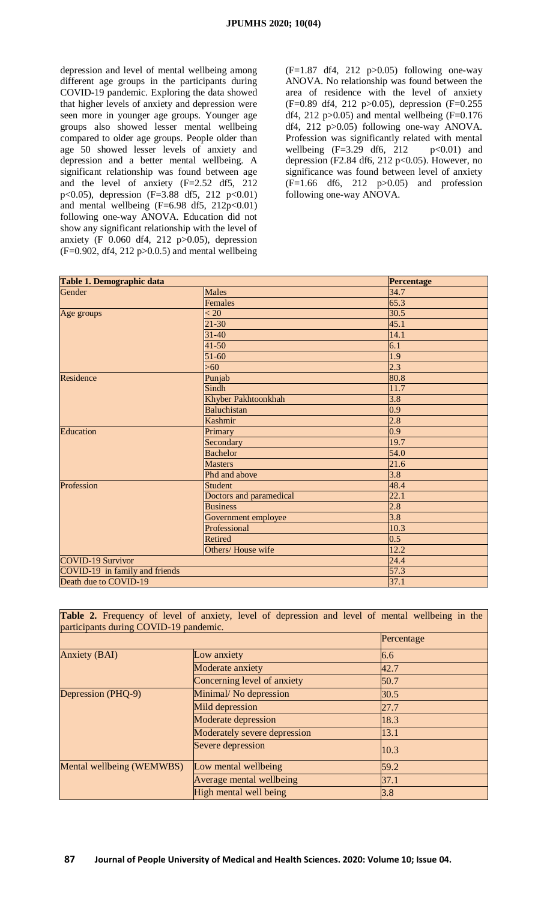depression and level of mental wellbeing among different age groups in the participants during COVID-19 pandemic. Exploring the data showed that higher levels of anxiety and depression were seen more in younger age groups. Younger age groups also showed lesser mental wellbeing compared to older age groups. People older than age 50 showed lesser levels of anxiety and depression and a better mental wellbeing. A significant relationship was found between age and the level of anxiety ($F=2.52$ df5, 212 $p<0.05$), depression ($F=3.88$ df5, 212 $p<0.01$) and mental wellbeing ($F=6.98$ df5, 212$p<0.01$) following one-way ANOVA. Education did not show any significant relationship with the level of anxiety (F 0.060 df4, 212 $p>0.05$), depression ($F=0.902$, df4, 212 $p>0.0.5$) and mental wellbeing ($F=1.87$ df4, 212 $p>0.05$) following one-way ANOVA. No relationship was found between the area of residence with the level of anxiety ($F=0.89$ df4, 212 $p>0.05$), depression ($F=0.255$ df4, 212 $p>0.05$) and mental wellbeing ($F=0.176$ df4, 212 $p>0.05$) following one-way ANOVA. Profession was significantly related with mental wellbeing ($F=3.29$ df6, 212 $p<0.01$) and depression (F2.84 df6, 212 $p<0.05$). However, no significance was found between level of anxiety ($F=1.66$ df6, 212 $p>0.05$) and profession following one-way ANOVA.

| Table 1. Demographic data | | Percentage |
|---|---|---|
| Gender | Males | 34.7 |
| | Females | 65.3 |
| Age groups | < 20 | 30.5 |
| | 21-30 | 45.1 |
| | 31-40 | 14.1 |
| | 41-50 | 6.1 |
| | 51-60 | 1.9 |
| | >60 | 2.3 |
| Residence | Punjab | 80.8 |
| | Sindh | 11.7 |
| | Khyber Pakhtoonkhah | 3.8 |
| | Baluchistan | 0.9 |
| | Kashmir | 2.8 |
| Education | Primary | 0.9 |
| | Secondary | 19.7 |
| | Bachelor | 54.0 |
| | Masters | 21.6 |
| | Phd and above | 3.8 |
| Profession | Student | 48.4 |
| | Doctors and paramedical | 22.1 |
| | Business | 2.8 |
| | Government employee | 3.8 |
| | Professional | 10.3 |
| | Retired | 0.5 |
| | Others/ House wife | 12.2 |
| COVID-19 Survivor | | 24.4 |
| COVID-19 in family and friends | | 57.3 |
| Death due to COVID-19 | | 37.1 |

**Table 2.** Frequency of level of anxiety, level of depression and level of mental wellbeing in the participants during COVID-19 pandemic.

| | | Percentage |
|---|---|---|
| Anxiety (BAI) | Low anxiety | 6.6 |
| | Moderate anxiety | 42.7 |
| | Concerning level of anxiety | 50.7 |
| Depression (PHQ-9) | Minimal/ No depression | 30.5 |
| | Mild depression | 27.7 |
| | Moderate depression | 18.3 |
| | Moderately severe depression | 13.1 |
| | Severe depression | 10.3 |
| Mental wellbeing (WEMWBS) | Low mental wellbeing | 59.2 |
| | Average mental wellbeing | 37.1 |
| | High mental well being | 3.8 |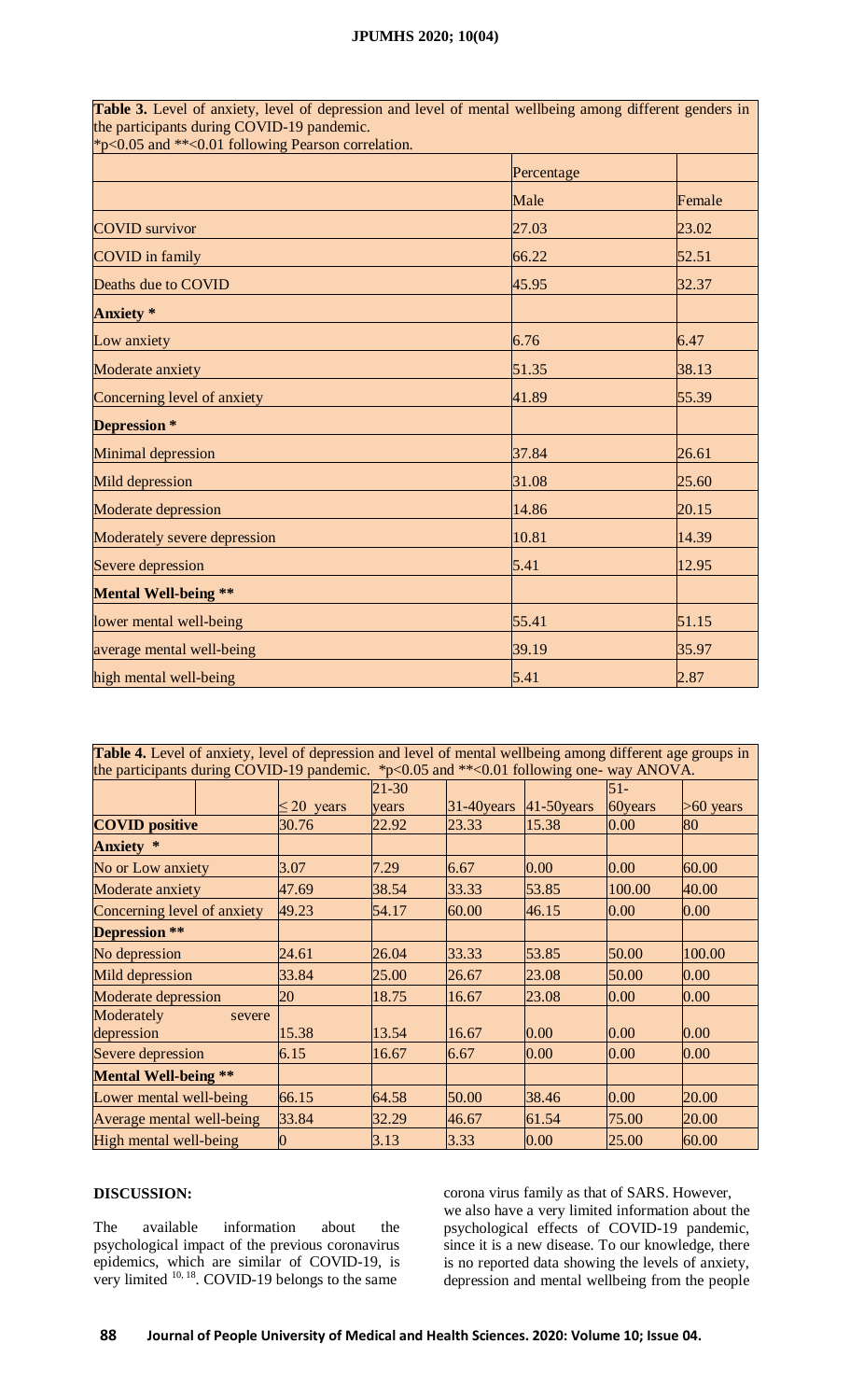**Table 3.** Level of anxiety, level of depression and level of mental wellbeing among different genders in the participants during COVID-19 pandemic.
*p<0.05 and **<0.01 following Pearson correlation.

| | Percentage | |
|---|---|---|
| | Male | Female |
| COVID survivor | 27.03 | 23.02 |
| COVID in family | 66.22 | 52.51 |
| Deaths due to COVID | 45.95 | 32.37 |
| **Anxiety *** | | |
| Low anxiety | 6.76 | 6.47 |
| Moderate anxiety | 51.35 | 38.13 |
| Concerning level of anxiety | 41.89 | 55.39 |
| **Depression *** | | |
| Minimal depression | 37.84 | 26.61 |
| Mild depression | 31.08 | 25.60 |
| Moderate depression | 14.86 | 20.15 |
| Moderately severe depression | 10.81 | 14.39 |
| Severe depression | 5.41 | 12.95 |
| **Mental Well-being **** | | |
| lower mental well-being | 55.41 | 51.15 |
| average mental well-being | 39.19 | 35.97 |
| high mental well-being | 5.41 | 2.87 |

**Table 4.** Level of anxiety, level of depression and level of mental wellbeing among different age groups in the participants during COVID-19 pandemic. *p<0.05 and **<0.01 following one- way ANOVA.

| | ≤ 20 years | 21-30 years | 31-40years | 41-50years | 51-60years | >60 years |
|---|---|---|---|---|---|---|
| **COVID positive** | 30.76 | 22.92 | 23.33 | 15.38 | 0.00 | 80 |
| **Anxiety *** | | | | | | |
| No or Low anxiety | 3.07 | 7.29 | 6.67 | 0.00 | 0.00 | 60.00 |
| Moderate anxiety | 47.69 | 38.54 | 33.33 | 53.85 | 100.00 | 40.00 |
| Concerning level of anxiety | 49.23 | 54.17 | 60.00 | 46.15 | 0.00 | 0.00 |
| **Depression **** | | | | | | |
| No depression | 24.61 | 26.04 | 33.33 | 53.85 | 50.00 | 100.00 |
| Mild depression | 33.84 | 25.00 | 26.67 | 23.08 | 50.00 | 0.00 |
| Moderate depression | 20 | 18.75 | 16.67 | 23.08 | 0.00 | 0.00 |
| Moderately severe depression | 15.38 | 13.54 | 16.67 | 0.00 | 0.00 | 0.00 |
| Severe depression | 6.15 | 16.67 | 6.67 | 0.00 | 0.00 | 0.00 |
| **Mental Well-being **** | | | | | | |
| Lower mental well-being | 66.15 | 64.58 | 50.00 | 38.46 | 0.00 | 20.00 |
| Average mental well-being | 33.84 | 32.29 | 46.67 | 61.54 | 75.00 | 20.00 |
| High mental well-being | 0 | 3.13 | 3.33 | 0.00 | 25.00 | 60.00 |

## DISCUSSION:

The available information about the psychological impact of the previous coronavirus epidemics, which are similar of COVID-19, is very limited [10, 18]. COVID-19 belongs to the same corona virus family as that of SARS. However, we also have a very limited information about the psychological effects of COVID-19 pandemic, since it is a new disease. To our knowledge, there is no reported data showing the levels of anxiety, depression and mental wellbeing from the people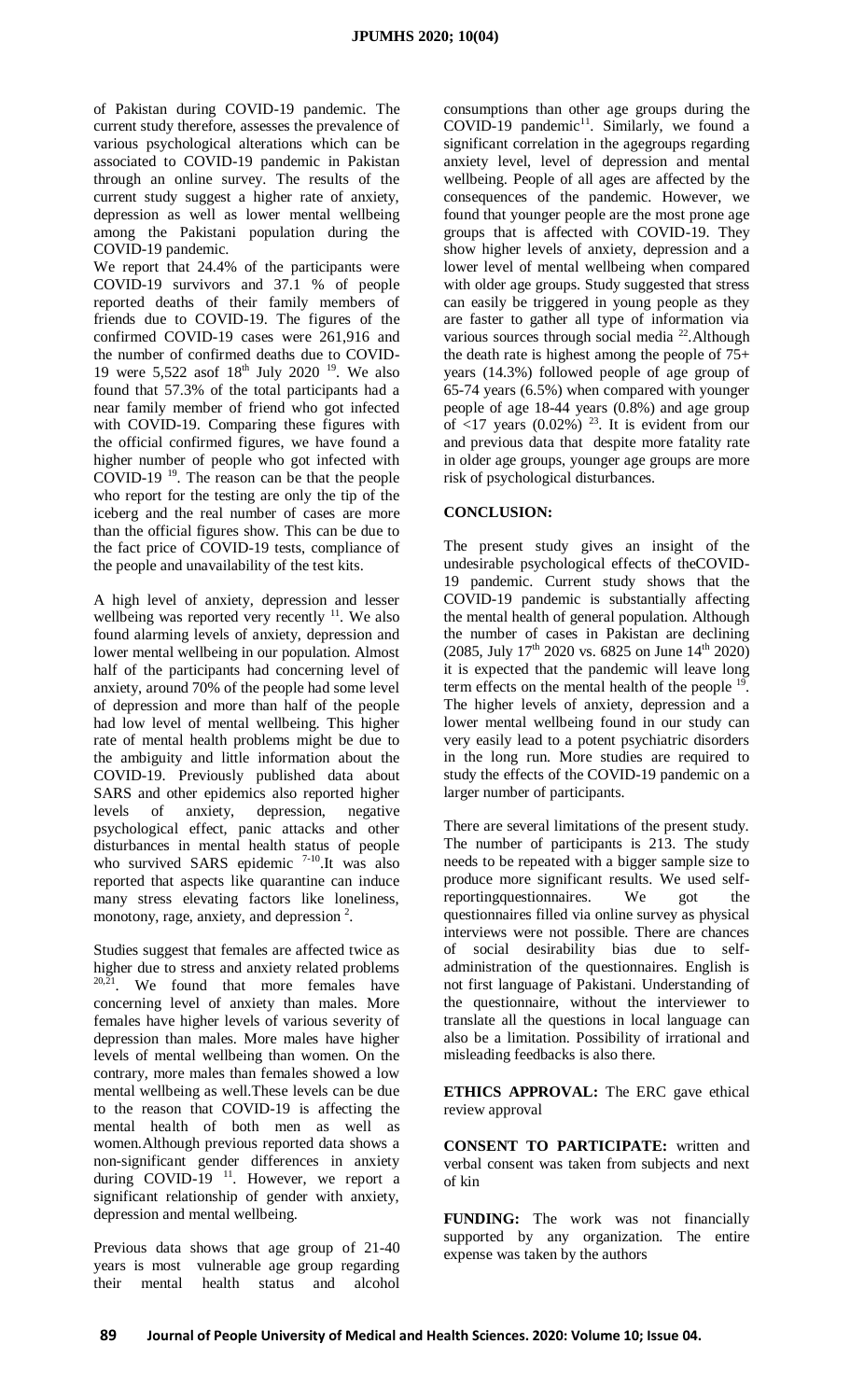of Pakistan during COVID-19 pandemic. The current study therefore, assesses the prevalence of various psychological alterations which can be associated to COVID-19 pandemic in Pakistan through an online survey. The results of the current study suggest a higher rate of anxiety, depression as well as lower mental wellbeing among the Pakistani population during the COVID-19 pandemic.

We report that 24.4% of the participants were COVID-19 survivors and 37.1 % of people reported deaths of their family members of friends due to COVID-19. The figures of the confirmed COVID-19 cases were 261,916 and the number of confirmed deaths due to COVID-19 were 5,522 asof 18th July 2020 [19]. We also found that 57.3% of the total participants had a near family member of friend who got infected with COVID-19. Comparing these figures with the official confirmed figures, we have found a higher number of people who got infected with COVID-19 [19]. The reason can be that the people who report for the testing are only the tip of the iceberg and the real number of cases are more than the official figures show. This can be due to the fact price of COVID-19 tests, compliance of the people and unavailability of the test kits.

A high level of anxiety, depression and lesser wellbeing was reported very recently [11]. We also found alarming levels of anxiety, depression and lower mental wellbeing in our population. Almost half of the participants had concerning level of anxiety, around 70% of the people had some level of depression and more than half of the people had low level of mental wellbeing. This higher rate of mental health problems might be due to the ambiguity and little information about the COVID-19. Previously published data about SARS and other epidemics also reported higher levels of anxiety, depression, negative psychological effect, panic attacks and other disturbances in mental health status of people who survived SARS epidemic [7-10].It was also reported that aspects like quarantine can induce many stress elevating factors like loneliness, monotony, rage, anxiety, and depression [2].

Studies suggest that females are affected twice as higher due to stress and anxiety related problems [20,21]. We found that more females have concerning level of anxiety than males. More females have higher levels of various severity of depression than males. More males have higher levels of mental wellbeing than women. On the contrary, more males than females showed a low mental wellbeing as well.These levels can be due to the reason that COVID-19 is affecting the mental health of both men as well as women.Although previous reported data shows a non-significant gender differences in anxiety during COVID-19 [11]. However, we report a significant relationship of gender with anxiety, depression and mental wellbeing.

Previous data shows that age group of 21-40 years is most vulnerable age group regarding their mental health status and alcohol consumptions than other age groups during the COVID-19 pandemic[11]. Similarly, we found a significant correlation in the agegroups regarding anxiety level, level of depression and mental wellbeing. People of all ages are affected by the consequences of the pandemic. However, we found that younger people are the most prone age groups that is affected with COVID-19. They show higher levels of anxiety, depression and a lower level of mental wellbeing when compared with older age groups. Study suggested that stress can easily be triggered in young people as they are faster to gather all type of information via various sources through social media [22].Although the death rate is highest among the people of 75+ years (14.3%) followed people of age group of 65-74 years (6.5%) when compared with younger people of age 18-44 years (0.8%) and age group of <17 years (0.02%) [23]. It is evident from our and previous data that despite more fatality rate in older age groups, younger age groups are more risk of psychological disturbances.

## CONCLUSION:

The present study gives an insight of the undesirable psychological effects of theCOVID-19 pandemic. Current study shows that the COVID-19 pandemic is substantially affecting the mental health of general population. Although the number of cases in Pakistan are declining (2085, July 17th 2020 vs. 6825 on June 14th 2020) it is expected that the pandemic will leave long term effects on the mental health of the people [19]. The higher levels of anxiety, depression and a lower mental wellbeing found in our study can very easily lead to a potent psychiatric disorders in the long run. More studies are required to study the effects of the COVID-19 pandemic on a larger number of participants.

There are several limitations of the present study. The number of participants is 213. The study needs to be repeated with a bigger sample size to produce more significant results. We used self-reportingquestionnaires. We got the questionnaires filled via online survey as physical interviews were not possible. There are chances of social desirability bias due to self-administration of the questionnaires. English is not first language of Pakistani. Understanding of the questionnaire, without the interviewer to translate all the questions in local language can also be a limitation. Possibility of irrational and misleading feedbacks is also there.

**ETHICS APPROVAL:** The ERC gave ethical review approval

**CONSENT TO PARTICIPATE:** written and verbal consent was taken from subjects and next of kin

**FUNDING:** The work was not financially supported by any organization. The entire expense was taken by the authors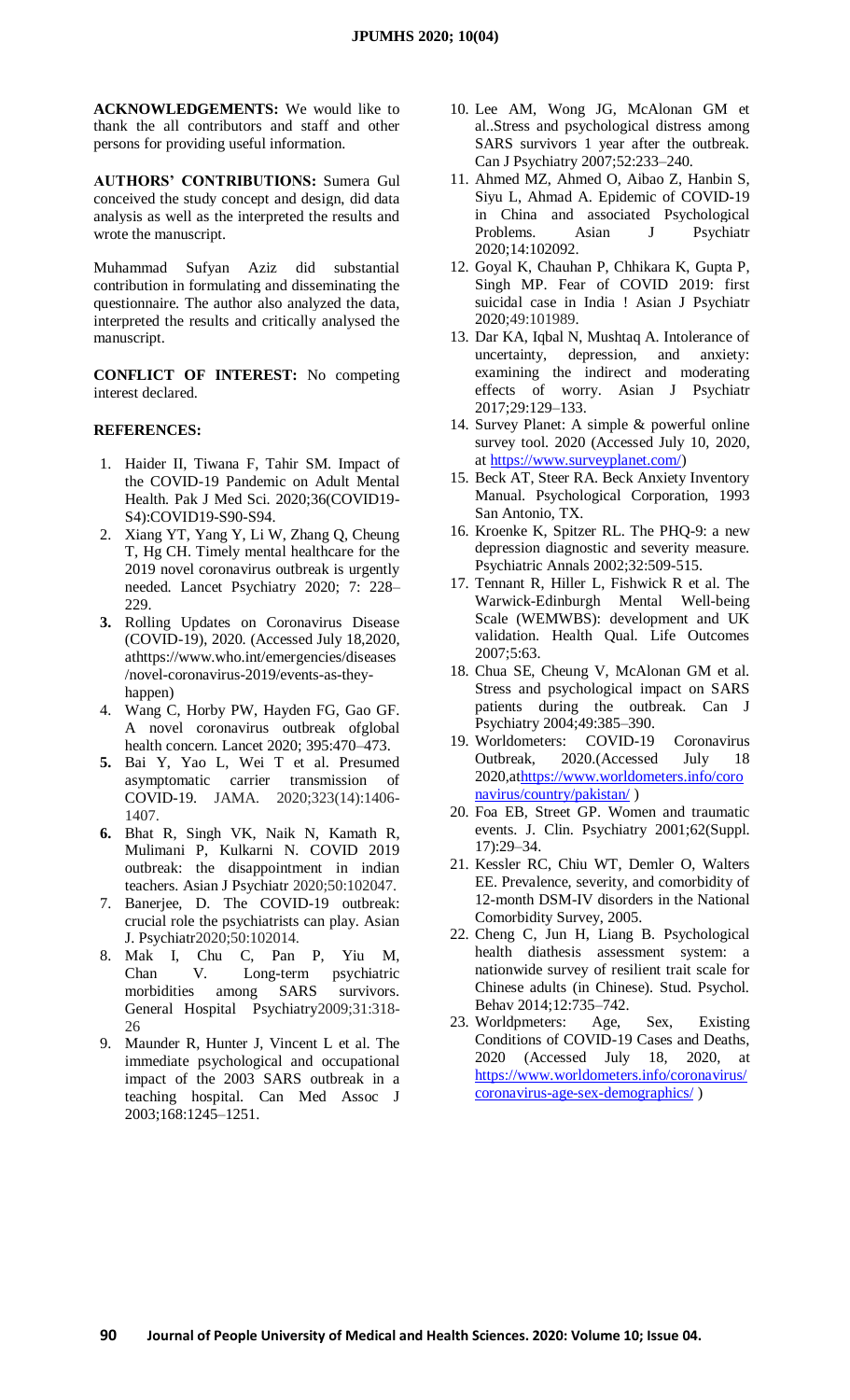**ACKNOWLEDGEMENTS:** We would like to thank the all contributors and staff and other persons for providing useful information.

**AUTHORS' CONTRIBUTIONS:** Sumera Gul conceived the study concept and design, did data analysis as well as the interpreted the results and wrote the manuscript.

Muhammad Sufyan Aziz did substantial contribution in formulating and disseminating the questionnaire. The author also analyzed the data, interpreted the results and critically analysed the manuscript.

**CONFLICT OF INTEREST:** No competing interest declared.

**REFERENCES:**

1. Haider II, Tiwana F, Tahir SM. Impact of the COVID-19 Pandemic on Adult Mental Health. Pak J Med Sci. 2020;36(COVID19-S4):COVID19-S90-S94.
2. Xiang YT, Yang Y, Li W, Zhang Q, Cheung T, Hg CH. Timely mental healthcare for the 2019 novel coronavirus outbreak is urgently needed. Lancet Psychiatry 2020; 7: 228–229.
3. Rolling Updates on Coronavirus Disease (COVID-19), 2020. (Accessed July 18,2020, athttps://www.who.int/emergencies/diseases/novel-coronavirus-2019/events-as-they-happen)
4. Wang C, Horby PW, Hayden FG, Gao GF. A novel coronavirus outbreak ofglobal health concern. Lancet 2020; 395:470–473.
5. Bai Y, Yao L, Wei T et al. Presumed asymptomatic carrier transmission of COVID-19. JAMA. 2020;323(14):1406-1407.
6. Bhat R, Singh VK, Naik N, Kamath R, Mulimani P, Kulkarni N. COVID 2019 outbreak: the disappointment in indian teachers. Asian J Psychiatr 2020;50:102047.
7. Banerjee, D. The COVID-19 outbreak: crucial role the psychiatrists can play. Asian J. Psychiatr2020;50:102014.
8. Mak I, Chu C, Pan P, Yiu M, Chan V. Long-term psychiatric morbidities among SARS survivors. General Hospital Psychiatry2009;31:318-26
9. Maunder R, Hunter J, Vincent L et al. The immediate psychological and occupational impact of the 2003 SARS outbreak in a teaching hospital. Can Med Assoc J 2003;168:1245–1251.
10. Lee AM, Wong JG, McAlonan GM et al..Stress and psychological distress among SARS survivors 1 year after the outbreak. Can J Psychiatry 2007;52:233–240.
11. Ahmed MZ, Ahmed O, Aibao Z, Hanbin S, Siyu L, Ahmad A. Epidemic of COVID-19 in China and associated Psychological Problems. Asian J Psychiatr 2020;14:102092.
12. Goyal K, Chauhan P, Chhikara K, Gupta P, Singh MP. Fear of COVID 2019: first suicidal case in India ! Asian J Psychiatr 2020;49:101989.
13. Dar KA, Iqbal N, Mushtaq A. Intolerance of uncertainty, depression, and anxiety: examining the indirect and moderating effects of worry. Asian J Psychiatr 2017;29:129–133.
14. Survey Planet: A simple & powerful online survey tool. 2020 (Accessed July 10, 2020, at https://www.surveyplanet.com/)
15. Beck AT, Steer RA. Beck Anxiety Inventory Manual. Psychological Corporation, 1993 San Antonio, TX.
16. Kroenke K, Spitzer RL. The PHQ-9: a new depression diagnostic and severity measure. Psychiatric Annals 2002;32:509-515.
17. Tennant R, Hiller L, Fishwick R et al. The Warwick-Edinburgh Mental Well-being Scale (WEMWBS): development and UK validation. Health Qual. Life Outcomes 2007;5:63.
18. Chua SE, Cheung V, McAlonan GM et al. Stress and psychological impact on SARS patients during the outbreak. Can J Psychiatry 2004;49:385–390.
19. Worldometers: COVID-19 Coronavirus Outbreak, 2020.(Accessed July 18 2020,athttps://www.worldometers.info/coronavirus/country/pakistan/ )
20. Foa EB, Street GP. Women and traumatic events. J. Clin. Psychiatry 2001;62(Suppl. 17):29–34.
21. Kessler RC, Chiu WT, Demler O, Walters EE. Prevalence, severity, and comorbidity of 12-month DSM-IV disorders in the National Comorbidity Survey, 2005.
22. Cheng C, Jun H, Liang B. Psychological health diathesis assessment system: a nationwide survey of resilient trait scale for Chinese adults (in Chinese). Stud. Psychol. Behav 2014;12:735–742.
23. Worldpmeters: Age, Sex, Existing Conditions of COVID-19 Cases and Deaths, 2020 (Accessed July 18, 2020, at https://www.worldometers.info/coronavirus/coronavirus-age-sex-demographics/ )